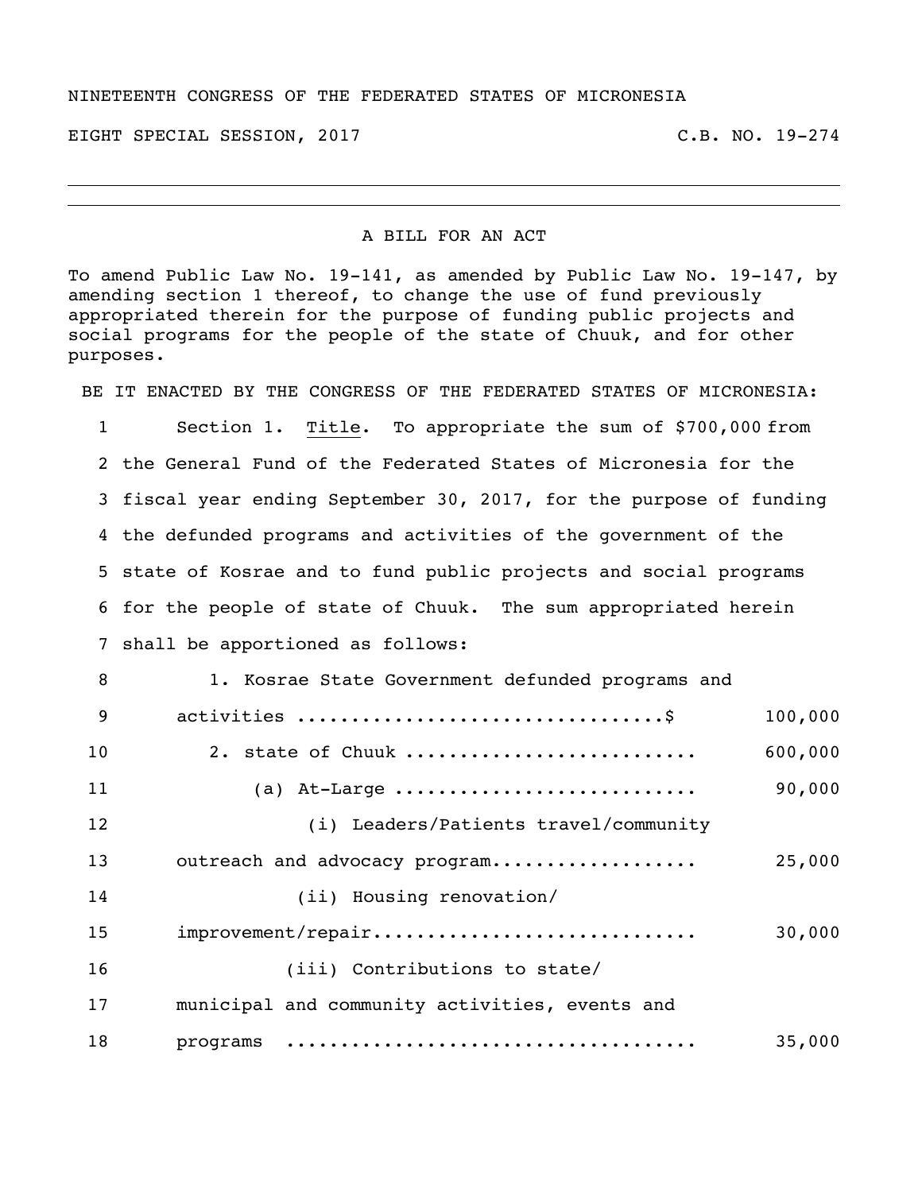NINETEENTH CONGRESS OF THE FEDERATED STATES OF MICRONESIA

EIGHT SPECIAL SESSION, 2017 C.B. NO. 19-274

---

A BILL FOR AN ACT

To amend Public Law No. 19-141, as amended by Public Law No. 19-147, by amending section 1 thereof, to change the use of fund previously appropriated therein for the purpose of funding public projects and social programs for the people of the state of Chuuk, and for other purposes.

BE IT ENACTED BY THE CONGRESS OF THE FEDERATED STATES OF MICRONESIA:

1 Section 1. Title. To appropriate the sum of $700,000 from
2 the General Fund of the Federated States of Micronesia for the
3 fiscal year ending September 30, 2017, for the purpose of funding
4 the defunded programs and activities of the government of the
5 state of Kosrae and to fund public projects and social programs
6 for the people of state of Chuuk. The sum appropriated herein
7 shall be apportioned as follows:

8 1. Kosrae State Government defunded programs and
9 activities ................................$ 100,000
10 2. state of Chuuk .......................... 600,000
11 (a) At-Large ........................... 90,000
12 (i) Leaders/Patients travel/community
13 outreach and advocacy program.................. 25,000
14 (ii) Housing renovation/
15 improvement/repair............................ 30,000
16 (iii) Contributions to state/
17 municipal and community activities, events and
18 programs .................................... 35,000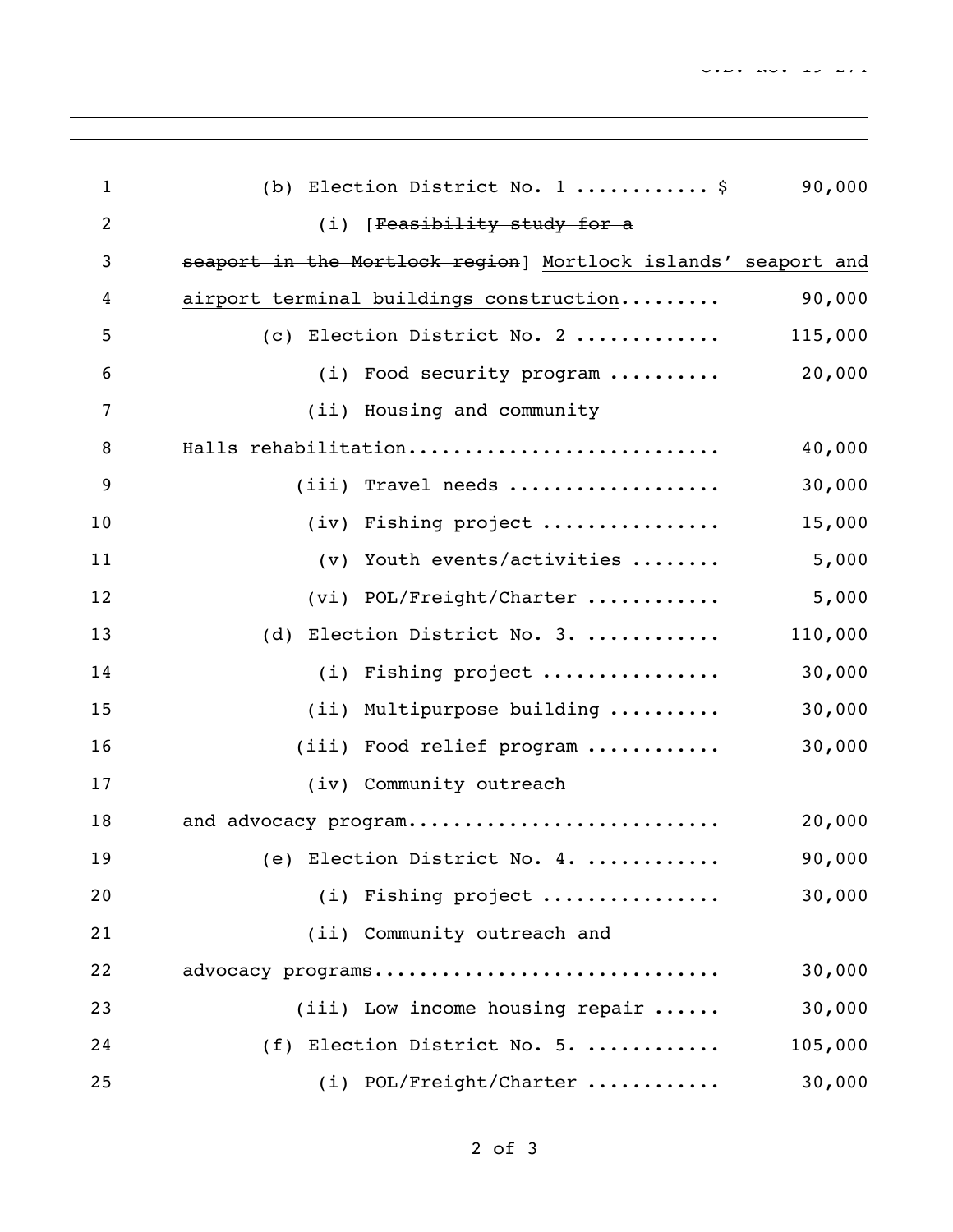(b) Election District No. 1 ........... $ 90,000

(i) [~~Feasibility study for a seaport in the Mortlock region~~] <u>Mortlock islands' seaport and airport terminal buildings construction</u>......... 90,000

(c) Election District No. 2 ............ 115,000

(i) Food security program .......... 20,000

(ii) Housing and community Halls rehabilitation........................... 40,000

(iii) Travel needs .................. 30,000

(iv) Fishing project ................ 15,000

(v) Youth events/activities ........ 5,000

(vi) POL/Freight/Charter ........... 5,000

(d) Election District No. 3. ........... 110,000

(i) Fishing project ................ 30,000

(ii) Multipurpose building .......... 30,000

(iii) Food relief program ........... 30,000

(iv) Community outreach and advocacy program........................... 20,000

(e) Election District No. 4. ........... 90,000

(i) Fishing project ................ 30,000

(ii) Community outreach and advocacy programs.............................. 30,000

(iii) Low income housing repair ...... 30,000

(f) Election District No. 5. ........... 105,000

(i) POL/Freight/Charter ........... 30,000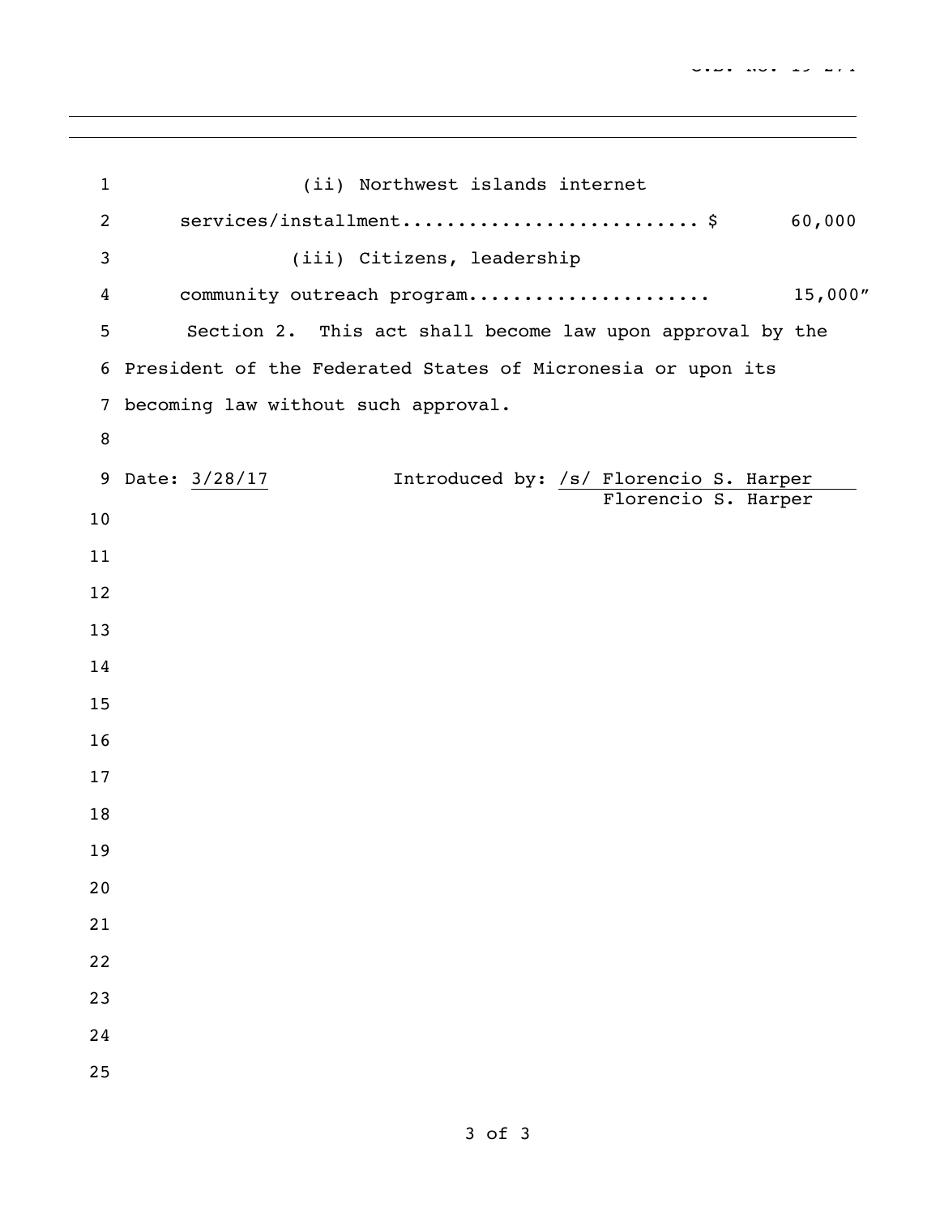(ii) Northwest islands internet services/installment........................... $ 60,000

(iii) Citizens, leadership community outreach program..................... 15,000"

Section 2. This act shall become law upon approval by the President of the Federated States of Micronesia or upon its becoming law without such approval.

Date: 3/28/17 Introduced by: /s/ Florencio S. Harper

Florencio S. Harper